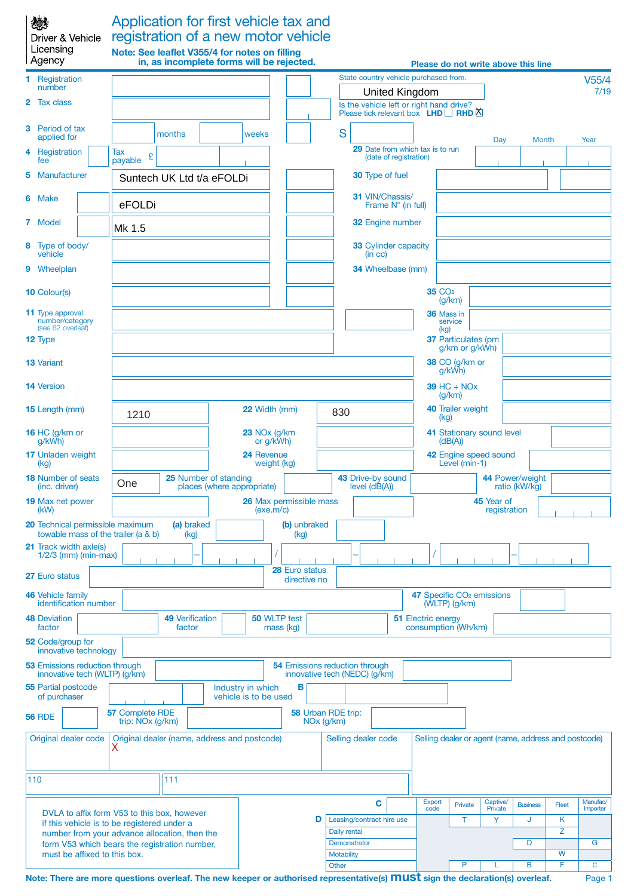Driver & Vehicle Licensing Agency

# Application for first vehicle tax and registration of a new motor vehicle

**Note: See leaflet V355/4 for notes on filling in, as incomplete forms will be rejected.**

**Please do not write above this line**

V55/4
7/19

1 Registration number:

2 Tax class:

3 Period of tax applied for: months / weeks

4 Registration fee / Tax payable £

5 Manufacturer: Suntech UK Ltd t/a eFOLDi

6 Make: eFOLDi

7 Model: Mk 1.5

8 Type of body/vehicle:

9 Wheelplan:

10 Colour(s):

11 Type approval number/category (see 62 overleaf):

12 Type:

13 Variant:

14 Version:

15 Length (mm): 1210

16 HC (g/km or g/kWh):

17 Unladen weight (kg):

18 Number of seats (inc. driver): One

19 Max net power (kW):

20 Technical permissible maximum towable mass of the trailer (a & b): (a) braked (kg) / (b) unbraked (kg)

21 Track width axle(s) 1/2/3 (mm) (min-max):

22 Width (mm): 830

23 NOx (g/km or g/kWh):

24 Revenue weight (kg):

25 Number of standing places (where appropriate):

26 Max permissible mass (exe.m/c):

27 Euro status:

28 Euro status directive no:

State country vehicle purchased from: United Kingdom

Is the vehicle left or right hand drive? Please tick relevant box LHD ☐ RHD ☒

S

29 Date from which tax is to run (date of registration): Day / Month / Year

30 Type of fuel:

31 VIN/Chassis/Frame N° (in full):

32 Engine number:

33 Cylinder capacity (in cc):

34 Wheelbase (mm):

35 $CO_2$ (g/km):

36 Mass in service (kg):

37 Particulates (g/km or g/kWh):

38 CO (g/km or g/kWh):

39 HC + NOx (g/km):

40 Trailer weight (kg):

41 Stationary sound level (dB(A)):

42 Engine speed sound Level (min-1):

43 Drive-by sound level (dB(A)):

44 Power/weight ratio (kW/kg):

45 Year of registration:

46 Vehicle family identification number:

47 Specific $CO_2$ emissions (WLTP) (g/km):

48 Deviation factor:

49 Verification factor:

50 WLTP test mass (kg):

51 Electric energy consumption (Wh/km):

52 Code/group for innovative technology:

53 Emissions reduction through innovative tech (WLTP) (g/km):

54 Emissions reduction through innovative tech (NEDC) (g/km):

55 Partial postcode of purchaser:

Industry in which vehicle is to be used: B

56 RDE:

57 Complete RDE trip: NOx (g/km):

58 Urban RDE trip: NOx (g/km):

| Original dealer code | Original dealer (name, address and postcode) | Selling dealer code | Selling dealer or agent (name, address and postcode) |
|---|---|---|---|
| | X | | |
| 110 | 111 | | |

DVLA to affix form V53 to this box, however if this vehicle is to be registered under a number from your advance allocation, then the form V53 which bears the registration number, must be affixed to this box.

| C | | Export code | Private | Captive/ Private | Business | Fleet | Manufac/ Importer |
|---|---|---|---|---|---|---|---|
| D | Leasing/contract hire use | | T | Y | J | K | |
| | Daily rental | | | | | Z | |
| | Demonstrator | | | | D | | G |
| | Motability | | | | | W | |
| | Other | | P | L | B | F | C |

**Note: There are more questions overleaf. The new keeper or authorised representative(s) must sign the declaration(s) overleaf.**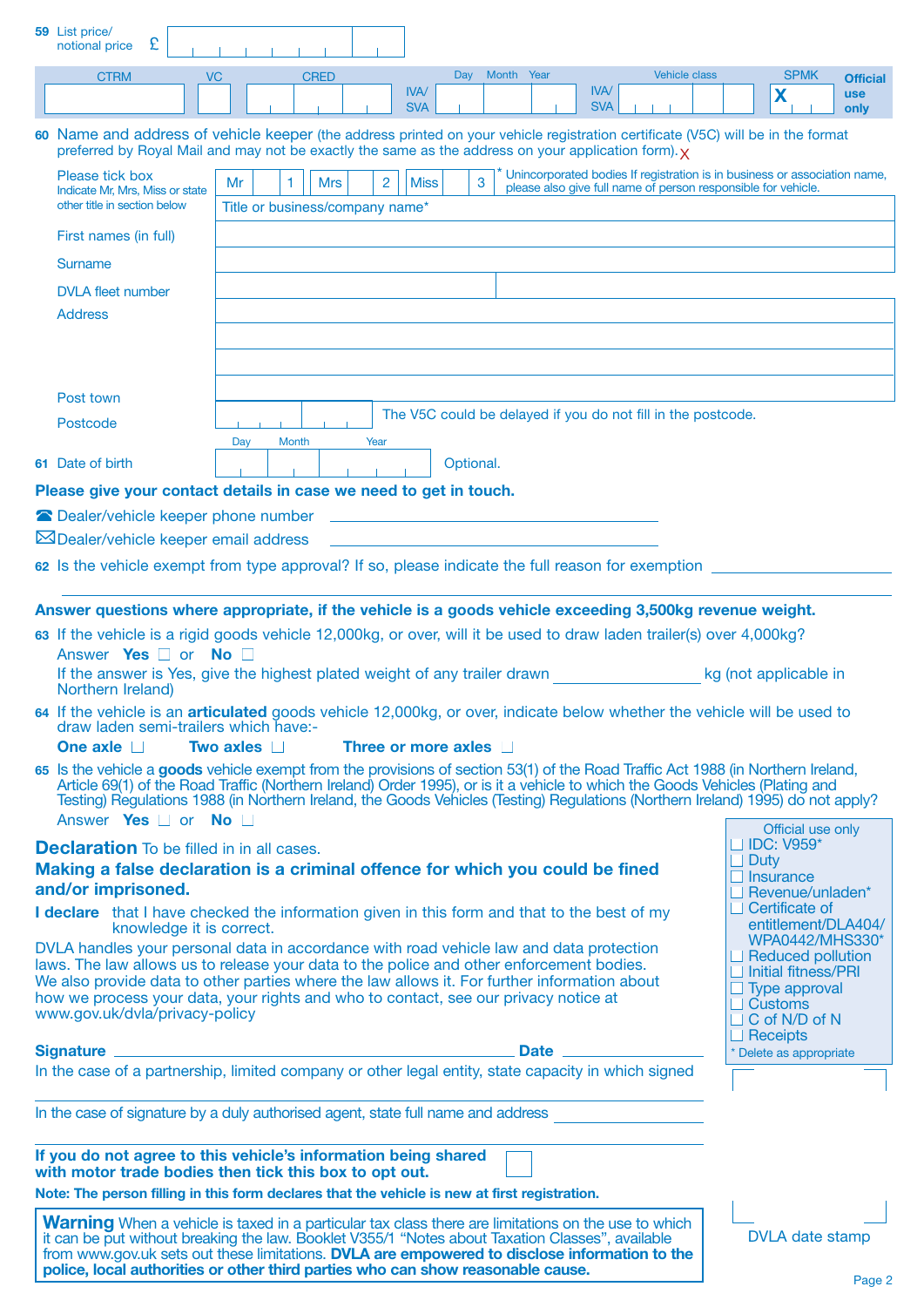**59** List price/ notional price £

| CTRM | VC | CRED | IVA/ SVA | Day | Month | Year | IVA/ SVA | Vehicle class | SPMK | Official use only |
|---|---|---|---|---|---|---|---|---|---|---|
| | | | | | | | | | X | |

**60** Name and address of vehicle keeper (the address printed on your vehicle registration certificate (V5C) will be in the format preferred by Royal Mail and may not be exactly the same as the address on your application form).

Please tick box
Indicate Mr, Mrs, Miss or state other title in section below

Mr 1 | Mrs 2 | Miss 3

* Unincorporated bodies If registration is in business or association name, please also give full name of person responsible for vehicle.

Title or business/company name*

First names (in full)

Surname

DVLA fleet number

Address

Post town

Postcode — The V5C could be delayed if you do not fill in the postcode.

**61** Date of birth (Day / Month / Year) Optional.

**Please give your contact details in case we need to get in touch.**

Dealer/vehicle keeper phone number ______________________

Dealer/vehicle keeper email address ______________________

**62** Is the vehicle exempt from type approval? If so, please indicate the full reason for exemption ______________________

**Answer questions where appropriate, if the vehicle is a goods vehicle exceeding 3,500kg revenue weight.**

**63** If the vehicle is a rigid goods vehicle 12,000kg, or over, will it be used to draw laden trailer(s) over 4,000kg?

Answer **Yes** ☐ or **No** ☐

If the answer is Yes, give the highest plated weight of any trailer drawn ____________ kg (not applicable in Northern Ireland)

**64** If the vehicle is an **articulated** goods vehicle 12,000kg, or over, indicate below whether the vehicle will be used to draw laden semi-trailers which have:-

**One axle** ☐ **Two axles** ☐ **Three or more axles** ☐

**65** Is the vehicle a **goods** vehicle exempt from the provisions of section 53(1) of the Road Traffic Act 1988 (in Northern Ireland, Article 69(1) of the Road Traffic (Northern Ireland) Order 1995), or is it a vehicle to which the Goods Vehicles (Plating and Testing) Regulations 1988 (in Northern Ireland, the Goods Vehicles (Testing) Regulations (Northern Ireland) 1995) do not apply?

Answer **Yes** ☐ or **No** ☐

## Declaration To be filled in in all cases.

**Making a false declaration is a criminal offence for which you could be fined and/or imprisoned.**

**I declare** that I have checked the information given in this form and that to the best of my knowledge it is correct.

DVLA handles your personal data in accordance with road vehicle law and data protection laws. The law allows us to release your data to the police and other enforcement bodies. We also provide data to other parties where the law allows it. For further information about how we process your data, your rights and who to contact, see our privacy notice at www.gov.uk/dvla/privacy-policy

**Signature** ______________________ **Date** ____________

In the case of a partnership, limited company or other legal entity, state capacity in which signed ______________________

In the case of signature by a duly authorised agent, state full name and address ______________________

**If you do not agree to this vehicle's information being shared with motor trade bodies then tick this box to opt out.** ☐

**Note: The person filling in this form declares that the vehicle is new at first registration.**

**Warning** When a vehicle is taxed in a particular tax class there are limitations on the use to which it can be put without breaking the law. Booklet V355/1 "Notes about Taxation Classes", available from www.gov.uk sets out these limitations. **DVLA are empowered to disclose information to the police, local authorities or other third parties who can show reasonable cause.**

Official use only
- ☐ IDC: V959*
- ☐ Duty
- ☐ Insurance
- ☐ Revenue/unladen*
- ☐ Certificate of entitlement/DLA404/ WPA0442/MHS330*
- ☐ Reduced pollution
- ☐ Initial fitness/PRI
- ☐ Type approval
- ☐ Customs
- ☐ C of N/D of N
- ☐ Receipts

* Delete as appropriate

DVLA date stamp